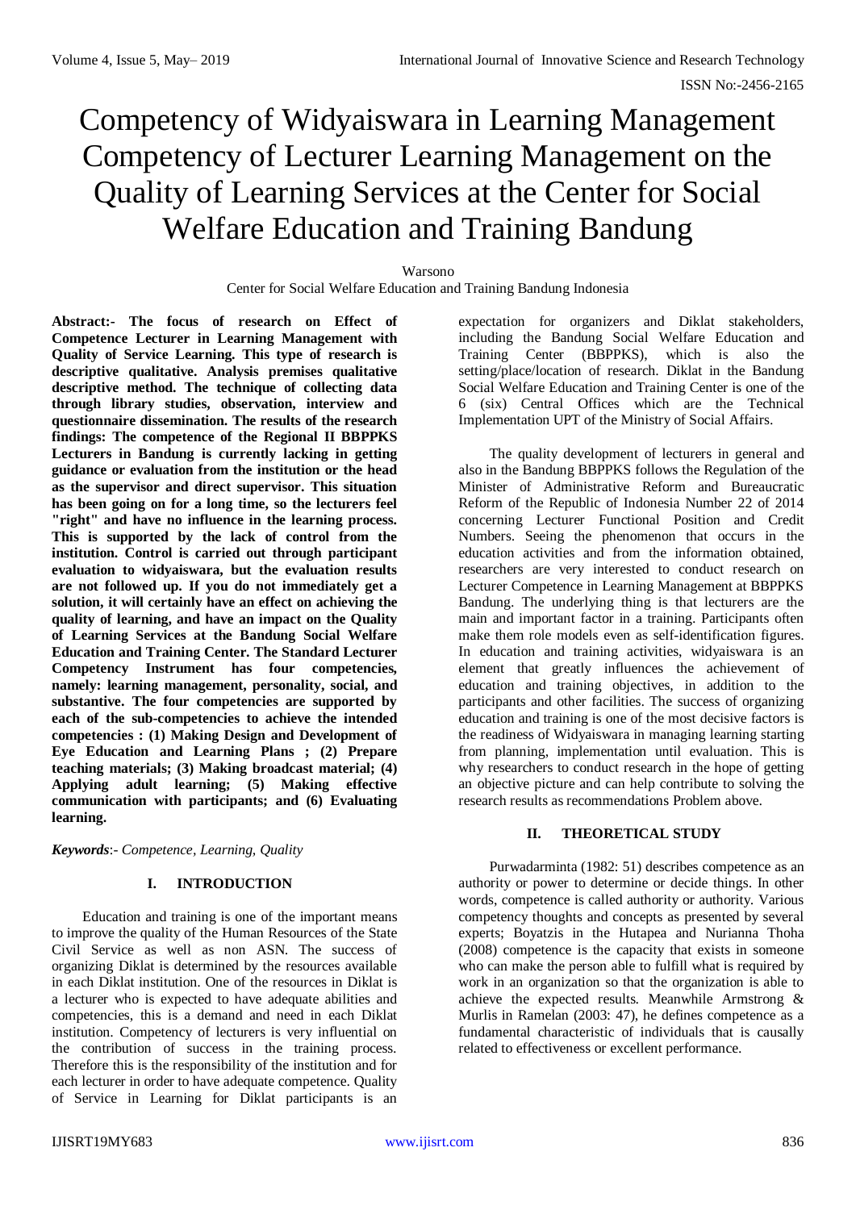# Competency of Widyaiswara in Learning Management Competency of Lecturer Learning Management on the Quality of Learning Services at the Center for Social Welfare Education and Training Bandung

Warsono

Center for Social Welfare Education and Training Bandung Indonesia

**Abstract:- The focus of research on Effect of Competence Lecturer in Learning Management with Quality of Service Learning. This type of research is descriptive qualitative. Analysis premises qualitative descriptive method. The technique of collecting data through library studies, observation, interview and questionnaire dissemination. The results of the research findings: The competence of the Regional II BBPPKS Lecturers in Bandung is currently lacking in getting guidance or evaluation from the institution or the head as the supervisor and direct supervisor. This situation has been going on for a long time, so the lecturers feel "right" and have no influence in the learning process. This is supported by the lack of control from the institution. Control is carried out through participant evaluation to widyaiswara, but the evaluation results are not followed up. If you do not immediately get a solution, it will certainly have an effect on achieving the quality of learning, and have an impact on the Quality of Learning Services at the Bandung Social Welfare Education and Training Center. The Standard Lecturer Competency Instrument has four competencies, namely: learning management, personality, social, and substantive. The four competencies are supported by each of the sub-competencies to achieve the intended competencies : (1) Making Design and Development of Eye Education and Learning Plans ; (2) Prepare teaching materials; (3) Making broadcast material; (4) Applying adult learning; (5) Making effective communication with participants; and (6) Evaluating learning.**

***Keywords***:- *Competence, Learning, Quality*

## I. INTRODUCTION

Education and training is one of the important means to improve the quality of the Human Resources of the State Civil Service as well as non ASN. The success of organizing Diklat is determined by the resources available in each Diklat institution. One of the resources in Diklat is a lecturer who is expected to have adequate abilities and competencies, this is a demand and need in each Diklat institution. Competency of lecturers is very influential on the contribution of success in the training process. Therefore this is the responsibility of the institution and for each lecturer in order to have adequate competence. Quality of Service in Learning for Diklat participants is an expectation for organizers and Diklat stakeholders, including the Bandung Social Welfare Education and Training Center (BBPPKS), which is also the setting/place/location of research. Diklat in the Bandung Social Welfare Education and Training Center is one of the 6 (six) Central Offices which are the Technical Implementation UPT of the Ministry of Social Affairs.

The quality development of lecturers in general and also in the Bandung BBPPKS follows the Regulation of the Minister of Administrative Reform and Bureaucratic Reform of the Republic of Indonesia Number 22 of 2014 concerning Lecturer Functional Position and Credit Numbers. Seeing the phenomenon that occurs in the education activities and from the information obtained, researchers are very interested to conduct research on Lecturer Competence in Learning Management at BBPPKS Bandung. The underlying thing is that lecturers are the main and important factor in a training. Participants often make them role models even as self-identification figures. In education and training activities, widyaiswara is an element that greatly influences the achievement of education and training objectives, in addition to the participants and other facilities. The success of organizing education and training is one of the most decisive factors is the readiness of Widyaiswara in managing learning starting from planning, implementation until evaluation. This is why researchers to conduct research in the hope of getting an objective picture and can help contribute to solving the research results as recommendations Problem above.

## II. THEORETICAL STUDY

Purwadarminta (1982: 51) describes competence as an authority or power to determine or decide things. In other words, competence is called authority or authority. Various competency thoughts and concepts as presented by several experts; Boyatzis in the Hutapea and Nurianna Thoha (2008) competence is the capacity that exists in someone who can make the person able to fulfill what is required by work in an organization so that the organization is able to achieve the expected results. Meanwhile Armstrong & Murlis in Ramelan (2003: 47), he defines competence as a fundamental characteristic of individuals that is causally related to effectiveness or excellent performance.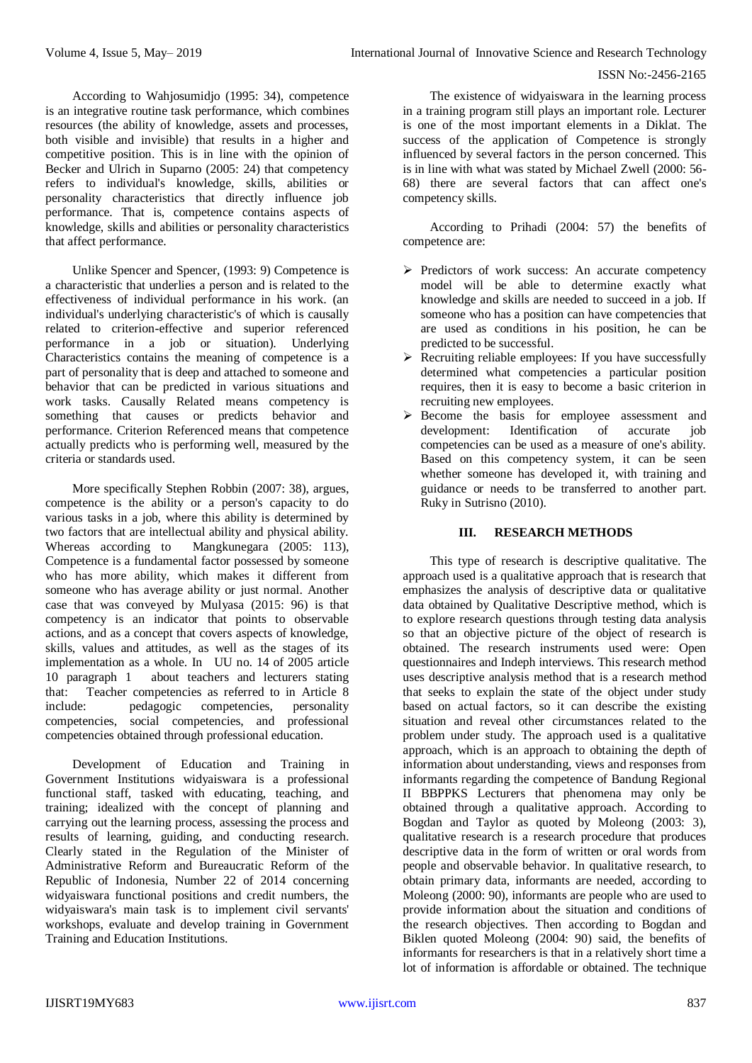According to Wahjosumidjo (1995: 34), competence is an integrative routine task performance, which combines resources (the ability of knowledge, assets and processes, both visible and invisible) that results in a higher and competitive position. This is in line with the opinion of Becker and Ulrich in Suparno (2005: 24) that competency refers to individual's knowledge, skills, abilities or personality characteristics that directly influence job performance. That is, competence contains aspects of knowledge, skills and abilities or personality characteristics that affect performance.

Unlike Spencer and Spencer, (1993: 9) Competence is a characteristic that underlies a person and is related to the effectiveness of individual performance in his work. (an individual's underlying characteristic's of which is causally related to criterion-effective and superior referenced performance in a job or situation). Underlying Characteristics contains the meaning of competence is a part of personality that is deep and attached to someone and behavior that can be predicted in various situations and work tasks. Causally Related means competency is something that causes or predicts behavior and performance. Criterion Referenced means that competence actually predicts who is performing well, measured by the criteria or standards used.

More specifically Stephen Robbin (2007: 38), argues, competence is the ability or a person's capacity to do various tasks in a job, where this ability is determined by two factors that are intellectual ability and physical ability. Whereas according to Mangkunegara (2005: 113), Competence is a fundamental factor possessed by someone who has more ability, which makes it different from someone who has average ability or just normal. Another case that was conveyed by Mulyasa (2015: 96) is that competency is an indicator that points to observable actions, and as a concept that covers aspects of knowledge, skills, values and attitudes, as well as the stages of its implementation as a whole. In UU no. 14 of 2005 article 10 paragraph 1 about teachers and lecturers stating that: Teacher competencies as referred to in Article 8 include: pedagogic competencies, personality competencies, social competencies, and professional competencies obtained through professional education.

Development of Education and Training in Government Institutions widyaiswara is a professional functional staff, tasked with educating, teaching, and training; idealized with the concept of planning and carrying out the learning process, assessing the process and results of learning, guiding, and conducting research. Clearly stated in the Regulation of the Minister of Administrative Reform and Bureaucratic Reform of the Republic of Indonesia, Number 22 of 2014 concerning widyaiswara functional positions and credit numbers, the widyaiswara's main task is to implement civil servants' workshops, evaluate and develop training in Government Training and Education Institutions.

The existence of widyaiswara in the learning process in a training program still plays an important role. Lecturer is one of the most important elements in a Diklat. The success of the application of Competence is strongly influenced by several factors in the person concerned. This is in line with what was stated by Michael Zwell (2000: 56-68) there are several factors that can affect one's competency skills.

According to Prihadi (2004: 57) the benefits of competence are:

- Predictors of work success: An accurate competency model will be able to determine exactly what knowledge and skills are needed to succeed in a job. If someone who has a position can have competencies that are used as conditions in his position, he can be predicted to be successful.
- Recruiting reliable employees: If you have successfully determined what competencies a particular position requires, then it is easy to become a basic criterion in recruiting new employees.
- Become the basis for employee assessment and development: Identification of accurate job competencies can be used as a measure of one's ability. Based on this competency system, it can be seen whether someone has developed it, with training and guidance or needs to be transferred to another part. Ruky in Sutrisno (2010).

## III. RESEARCH METHODS

This type of research is descriptive qualitative. The approach used is a qualitative approach that is research that emphasizes the analysis of descriptive data or qualitative data obtained by Qualitative Descriptive method, which is to explore research questions through testing data analysis so that an objective picture of the object of research is obtained. The research instruments used were: Open questionnaires and Indeph interviews. This research method uses descriptive analysis method that is a research method that seeks to explain the state of the object under study based on actual factors, so it can describe the existing situation and reveal other circumstances related to the problem under study. The approach used is a qualitative approach, which is an approach to obtaining the depth of information about understanding, views and responses from informants regarding the competence of Bandung Regional II BBPPKS Lecturers that phenomena may only be obtained through a qualitative approach. According to Bogdan and Taylor as quoted by Moleong (2003: 3), qualitative research is a research procedure that produces descriptive data in the form of written or oral words from people and observable behavior. In qualitative research, to obtain primary data, informants are needed, according to Moleong (2000: 90), informants are people who are used to provide information about the situation and conditions of the research objectives. Then according to Bogdan and Biklen quoted Moleong (2004: 90) said, the benefits of informants for researchers is that in a relatively short time a lot of information is affordable or obtained. The technique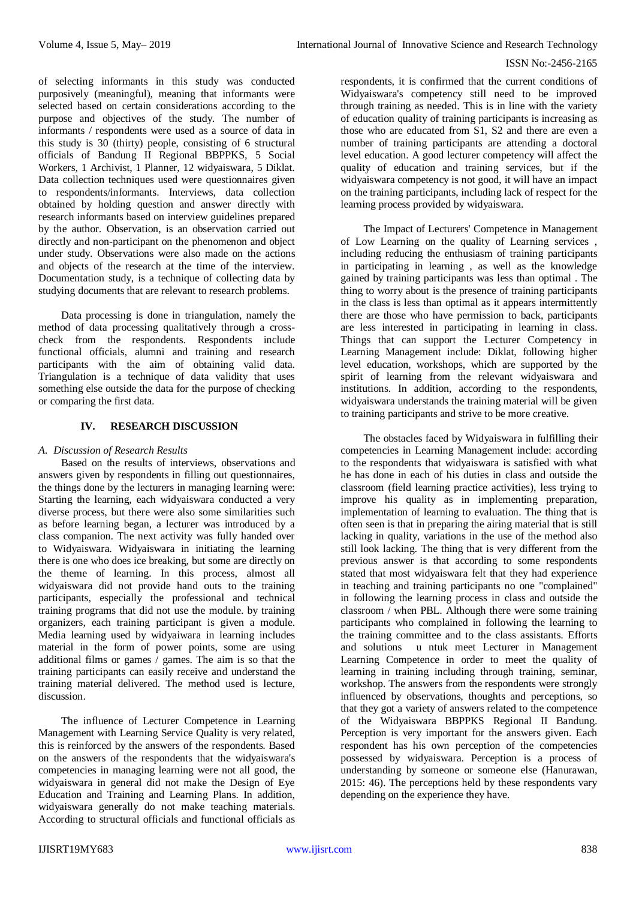of selecting informants in this study was conducted purposively (meaningful), meaning that informants were selected based on certain considerations according to the purpose and objectives of the study. The number of informants / respondents were used as a source of data in this study is 30 (thirty) people, consisting of 6 structural officials of Bandung II Regional BBPPKS, 5 Social Workers, 1 Archivist, 1 Planner, 12 widyaiswara, 5 Diklat. Data collection techniques used were questionnaires given to respondents/informants. Interviews, data collection obtained by holding question and answer directly with research informants based on interview guidelines prepared by the author. Observation, is an observation carried out directly and non-participant on the phenomenon and object under study. Observations were also made on the actions and objects of the research at the time of the interview. Documentation study, is a technique of collecting data by studying documents that are relevant to research problems.

Data processing is done in triangulation, namely the method of data processing qualitatively through a cross-check from the respondents. Respondents include functional officials, alumni and training and research participants with the aim of obtaining valid data. Triangulation is a technique of data validity that uses something else outside the data for the purpose of checking or comparing the first data.

## IV. RESEARCH DISCUSSION

### *A. Discussion of Research Results*

Based on the results of interviews, observations and answers given by respondents in filling out questionnaires, the things done by the lecturers in managing learning were: Starting the learning, each widyaiswara conducted a very diverse process, but there were also some similarities such as before learning began, a lecturer was introduced by a class companion. The next activity was fully handed over to Widyaiswara. Widyaiswara in initiating the learning there is one who does ice breaking, but some are directly on the theme of learning. In this process, almost all widyaiswara did not provide hand outs to the training participants, especially the professional and technical training programs that did not use the module. by training organizers, each training participant is given a module. Media learning used by widyaiwara in learning includes material in the form of power points, some are using additional films or games / games. The aim is so that the training participants can easily receive and understand the training material delivered. The method used is lecture, discussion.

The influence of Lecturer Competence in Learning Management with Learning Service Quality is very related, this is reinforced by the answers of the respondents. Based on the answers of the respondents that the widyaiswara's competencies in managing learning were not all good, the widyaiswara in general did not make the Design of Eye Education and Training and Learning Plans. In addition, widyaiswara generally do not make teaching materials. According to structural officials and functional officials as respondents, it is confirmed that the current conditions of Widyaiswara's competency still need to be improved through training as needed. This is in line with the variety of education quality of training participants is increasing as those who are educated from S1, S2 and there are even a number of training participants are attending a doctoral level education. A good lecturer competency will affect the quality of education and training services, but if the widyaiswara competency is not good, it will have an impact on the training participants, including lack of respect for the learning process provided by widyaiswara.

The Impact of Lecturers' Competence in Management of Low Learning on the quality of Learning services , including reducing the enthusiasm of training participants in participating in learning , as well as the knowledge gained by training participants was less than optimal . The thing to worry about is the presence of training participants in the class is less than optimal as it appears intermittently there are those who have permission to back, participants are less interested in participating in learning in class. Things that can support the Lecturer Competency in Learning Management include: Diklat, following higher level education, workshops, which are supported by the spirit of learning from the relevant widyaiswara and institutions. In addition, according to the respondents, widyaiswara understands the training material will be given to training participants and strive to be more creative.

The obstacles faced by Widyaiswara in fulfilling their competencies in Learning Management include: according to the respondents that widyaiswara is satisfied with what he has done in each of his duties in class and outside the classroom (field learning practice activities), less trying to improve his quality as in implementing preparation, implementation of learning to evaluation. The thing that is often seen is that in preparing the airing material that is still lacking in quality, variations in the use of the method also still look lacking. The thing that is very different from the previous answer is that according to some respondents stated that most widyaiswara felt that they had experience in teaching and training participants no one "complained" in following the learning process in class and outside the classroom / when PBL. Although there were some training participants who complained in following the learning to the training committee and to the class assistants. Efforts and solutions u ntuk meet Lecturer in Management Learning Competence in order to meet the quality of learning in training including through training, seminar, workshop. The answers from the respondents were strongly influenced by observations, thoughts and perceptions, so that they got a variety of answers related to the competence of the Widyaiswara BBPPKS Regional II Bandung. Perception is very important for the answers given. Each respondent has his own perception of the competencies possessed by widyaiswara. Perception is a process of understanding by someone or someone else (Hanurawan, 2015: 46). The perceptions held by these respondents vary depending on the experience they have.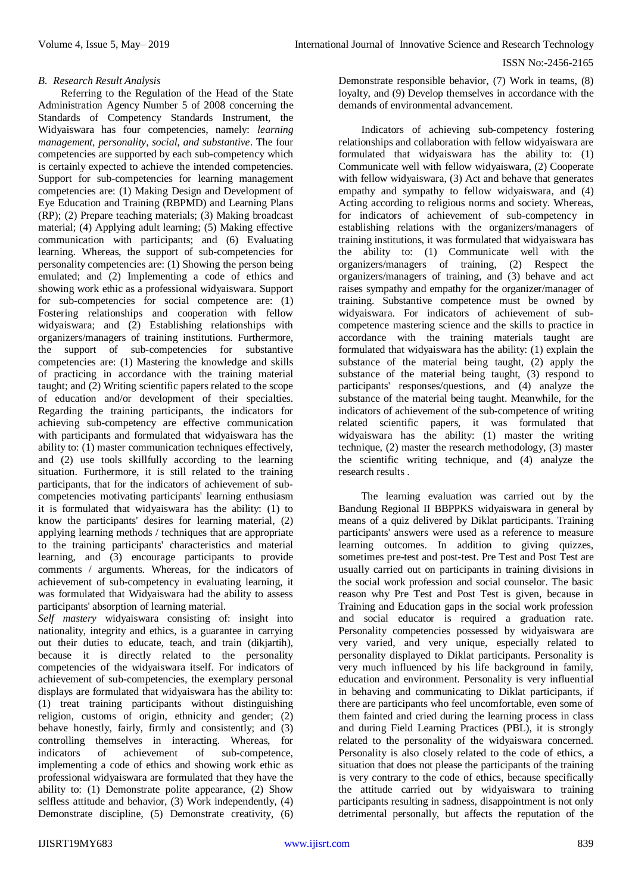### B. Research Result Analysis

Referring to the Regulation of the Head of the State Administration Agency Number 5 of 2008 concerning the Standards of Competency Standards Instrument, the Widyaiswara has four competencies, namely: *learning management, personality, social, and substantive*. The four competencies are supported by each sub-competency which is certainly expected to achieve the intended competencies. Support for sub-competencies for learning management competencies are: (1) Making Design and Development of Eye Education and Training (RBPMD) and Learning Plans (RP); (2) Prepare teaching materials; (3) Making broadcast material; (4) Applying adult learning; (5) Making effective communication with participants; and (6) Evaluating learning. Whereas, the support of sub-competencies for personality competencies are: (1) Showing the person being emulated; and (2) Implementing a code of ethics and showing work ethic as a professional widyaiswara. Support for sub-competencies for social competence are: (1) Fostering relationships and cooperation with fellow widyaiswara; and (2) Establishing relationships with organizers/managers of training institutions. Furthermore, the support of sub-competencies for substantive competencies are: (1) Mastering the knowledge and skills of practicing in accordance with the training material taught; and (2) Writing scientific papers related to the scope of education and/or development of their specialties. Regarding the training participants, the indicators for achieving sub-competency are effective communication with participants and formulated that widyaiswara has the ability to: (1) master communication techniques effectively, and (2) use tools skillfully according to the learning situation. Furthermore, it is still related to the training participants, that for the indicators of achievement of sub-competencies motivating participants' learning enthusiasm it is formulated that widyaiswara has the ability: (1) to know the participants' desires for learning material, (2) applying learning methods / techniques that are appropriate to the training participants' characteristics and material learning, and (3) encourage participants to provide comments / arguments. Whereas, for the indicators of achievement of sub-competency in evaluating learning, it was formulated that Widyaiswara had the ability to assess participants' absorption of learning material.

*Self mastery* widyaiswara consisting of: insight into nationality, integrity and ethics, is a guarantee in carrying out their duties to educate, teach, and train (dikjartih), because it is directly related to the personality competencies of the widyaiswara itself. For indicators of achievement of sub-competencies, the exemplary personal displays are formulated that widyaiswara has the ability to: (1) treat training participants without distinguishing religion, customs of origin, ethnicity and gender; (2) behave honestly, fairly, firmly and consistently; and (3) controlling themselves in interacting. Whereas, for indicators of achievement of sub-competence, implementing a code of ethics and showing work ethic as professional widyaiswara are formulated that they have the ability to: (1) Demonstrate polite appearance, (2) Show selfless attitude and behavior, (3) Work independently, (4) Demonstrate discipline, (5) Demonstrate creativity, (6) Demonstrate responsible behavior, (7) Work in teams, (8) loyalty, and (9) Develop themselves in accordance with the demands of environmental advancement.

Indicators of achieving sub-competency fostering relationships and collaboration with fellow widyaiswara are formulated that widyaiswara has the ability to: (1) Communicate well with fellow widyaiswara, (2) Cooperate with fellow widyaiswara, (3) Act and behave that generates empathy and sympathy to fellow widyaiswara, and (4) Acting according to religious norms and society. Whereas, for indicators of achievement of sub-competency in establishing relations with the organizers/managers of training institutions, it was formulated that widyaiswara has the ability to: (1) Communicate well with the organizers/managers of training, (2) Respect the organizers/managers of training, and (3) behave and act raises sympathy and empathy for the organizer/manager of training. Substantive competence must be owned by widyaiswara. For indicators of achievement of sub-competence mastering science and the skills to practice in accordance with the training materials taught are formulated that widyaiswara has the ability: (1) explain the substance of the material being taught, (2) apply the substance of the material being taught, (3) respond to participants' responses/questions, and (4) analyze the substance of the material being taught. Meanwhile, for the indicators of achievement of the sub-competence of writing related scientific papers, it was formulated that widyaiswara has the ability: (1) master the writing technique, (2) master the research methodology, (3) master the scientific writing technique, and (4) analyze the research results .

The learning evaluation was carried out by the Bandung Regional II BBPPKS widyaiswara in general by means of a quiz delivered by Diklat participants. Training participants' answers were used as a reference to measure learning outcomes. In addition to giving quizzes, sometimes pre-test and post-test. Pre Test and Post Test are usually carried out on participants in training divisions in the social work profession and social counselor. The basic reason why Pre Test and Post Test is given, because in Training and Education gaps in the social work profession and social educator is required a graduation rate. Personality competencies possessed by widyaiswara are very varied, and very unique, especially related to personality displayed to Diklat participants. Personality is very much influenced by his life background in family, education and environment. Personality is very influential in behaving and communicating to Diklat participants, if there are participants who feel uncomfortable, even some of them fainted and cried during the learning process in class and during Field Learning Practices (PBL), it is strongly related to the personality of the widyaiswara concerned. Personality is also closely related to the code of ethics, a situation that does not please the participants of the training is very contrary to the code of ethics, because specifically the attitude carried out by widyaiswara to training participants resulting in sadness, disappointment is not only detrimental personally, but affects the reputation of the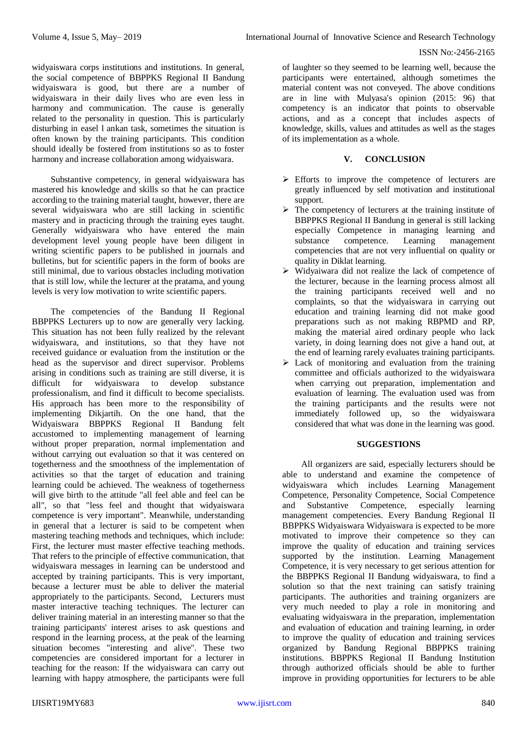widyaiswara corps institutions and institutions. In general, the social competence of BBPPKS Regional II Bandung widyaiswara is good, but there are a number of widyaiswara in their daily lives who are even less in harmony and communication. The cause is generally related to the personality in question. This is particularly disturbing in easel l ankan task, sometimes the situation is often known by the training participants. This condition should ideally be fostered from institutions so as to foster harmony and increase collaboration among widyaiswara.

Substantive competency, in general widyaiswara has mastered his knowledge and skills so that he can practice according to the training material taught, however, there are several widyaiswara who are still lacking in scientific mastery and in practicing through the training eyes taught. Generally widyaiswara who have entered the main development level young people have been diligent in writing scientific papers to be published in journals and bulletins, but for scientific papers in the form of books are still minimal, due to various obstacles including motivation that is still low, while the lecturer at the pratama, and young levels is very low motivation to write scientific papers.

The competencies of the Bandung II Regional BBPPKS Lecturers up to now are generally very lacking. This situation has not been fully realized by the relevant widyaiswara, and institutions, so that they have not received guidance or evaluation from the institution or the head as the supervisor and direct supervisor. Problems arising in conditions such as training are still diverse, it is difficult for widyaiswara to develop substance professionalism, and find it difficult to become specialists. His approach has been more to the responsibility of implementing Dikjartih. On the one hand, that the Widyaiswara BBPPKS Regional II Bandung felt accustomed to implementing management of learning without proper preparation, normal implementation and without carrying out evaluation so that it was centered on togetherness and the smoothness of the implementation of activities so that the target of education and training learning could be achieved. The weakness of togetherness will give birth to the attitude "all feel able and feel can be all", so that "less feel and thought that widyaiswara competence is very important". Meanwhile, understanding in general that a lecturer is said to be competent when mastering teaching methods and techniques, which include: First, the lecturer must master effective teaching methods. That refers to the principle of effective communication, that widyaiswara messages in learning can be understood and accepted by training participants. This is very important, because a lecturer must be able to deliver the material appropriately to the participants. Second, Lecturers must master interactive teaching techniques. The lecturer can deliver training material in an interesting manner so that the training participants' interest arises to ask questions and respond in the learning process, at the peak of the learning situation becomes "interesting and alive". These two competencies are considered important for a lecturer in teaching for the reason: If the widyaiswara can carry out learning with happy atmosphere, the participants were full of laughter so they seemed to be learning well, because the participants were entertained, although sometimes the material content was not conveyed. The above conditions are in line with Mulyasa's opinion (2015: 96) that competency is an indicator that points to observable actions, and as a concept that includes aspects of knowledge, skills, values and attitudes as well as the stages of its implementation as a whole.

## V. CONCLUSION

- Efforts to improve the competence of lecturers are greatly influenced by self motivation and institutional support.
- The competency of lecturers at the training institute of BBPPKS Regional II Bandung in general is still lacking especially Competence in managing learning and substance competence. Learning management competencies that are not very influential on quality or quality in Diklat learning.
- Widyaiwara did not realize the lack of competence of the lecturer, because in the learning process almost all the training participants received well and no complaints, so that the widyaiswara in carrying out education and training learning did not make good preparations such as not making RBPMD and RP, making the material aired ordinary people who lack variety, in doing learning does not give a hand out, at the end of learning rarely evaluates training participants.
- Lack of monitoring and evaluation from the training committee and officials authorized to the widyaiswara when carrying out preparation, implementation and evaluation of learning. The evaluation used was from the training participants and the results were not immediately followed up, so the widyaiswara considered that what was done in the learning was good.

## SUGGESTIONS

All organizers are said, especially lecturers should be able to understand and examine the competence of widyaiswara which includes Learning Management Competence, Personality Competence, Social Competence and Substantive Competence, especially learning management competencies. Every Bandung Regional II BBPPKS Widyaiswara Widyaiswara is expected to be more motivated to improve their competence so they can improve the quality of education and training services supported by the institution. Learning Management Competence, it is very necessary to get serious attention for the BBPPKS Regional II Bandung widyaiswara, to find a solution so that the next training can satisfy training participants. The authorities and training organizers are very much needed to play a role in monitoring and evaluating widyaiswara in the preparation, implementation and evaluation of education and training learning, in order to improve the quality of education and training services organized by Bandung Regional BBPPKS training institutions. BBPPKS Regional II Bandung Institution through authorized officials should be able to further improve in providing opportunities for lecturers to be able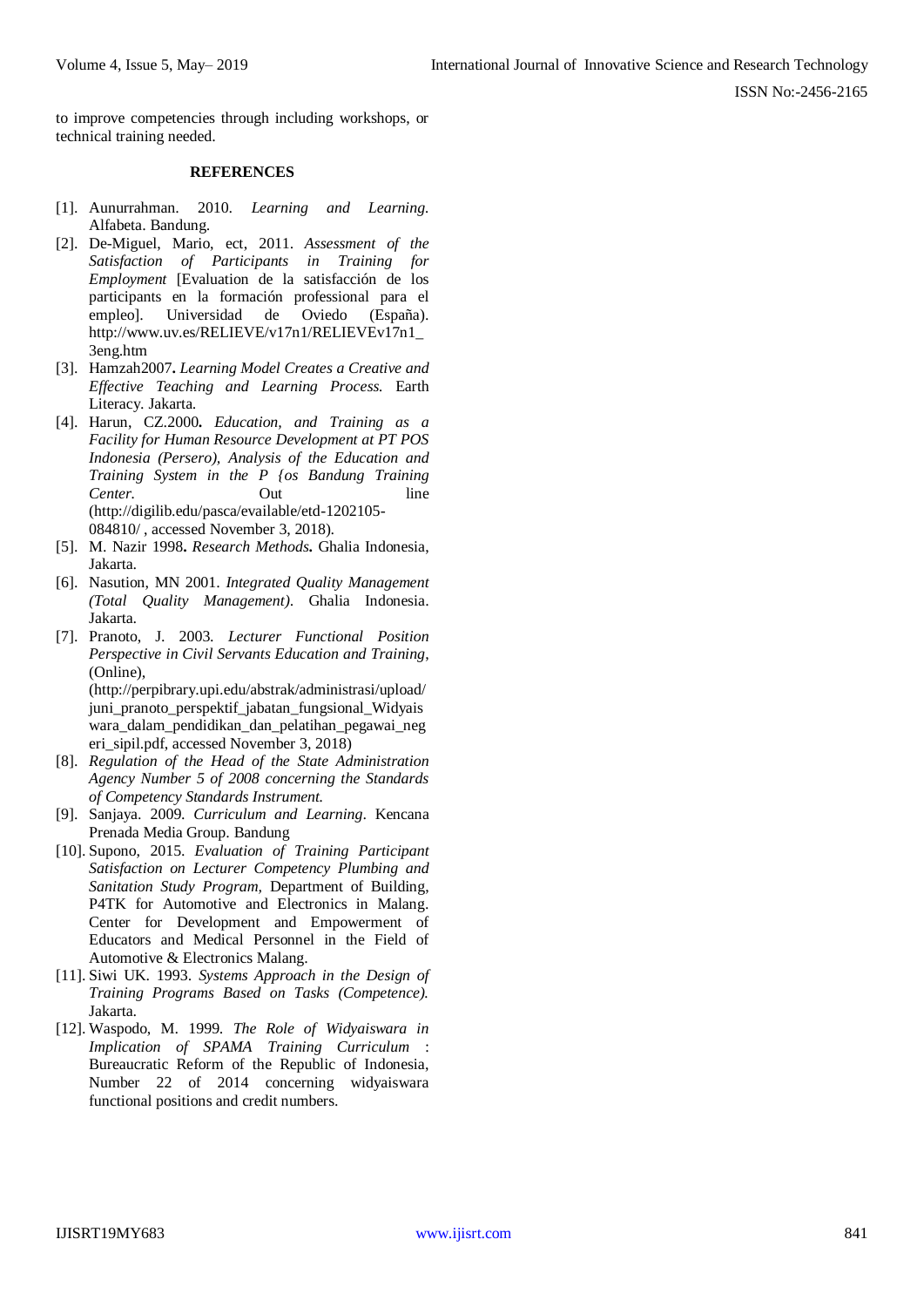to improve competencies through including workshops, or technical training needed.

## REFERENCES

[1]. Aunurrahman. 2010. *Learning and Learning.* Alfabeta. Bandung.

[2]. De-Miguel, Mario, ect, 2011. *Assessment of the Satisfaction of Participants in Training for Employment* [Evaluation de la satisfacción de los participants en la formación professional para el empleo]. Universidad de Oviedo (España). http://www.uv.es/RELIEVE/v17n1/RELIEVEv17n1_3eng.htm

[3]. Hamzah2007**.** *Learning Model Creates a Creative and Effective Teaching and Learning Process.* Earth Literacy. Jakarta.

[4]. Harun, CZ.2000**.** *Education, and Training as a Facility for Human Resource Development at PT POS Indonesia (Persero), Analysis of the Education and Training System in the P {os Bandung Training Center.* Out line (http://digilib.edu/pasca/evailable/etd-1202105-084810/ , accessed November 3, 2018).

[5]. M. Nazir 1998**.** *Research Methods***.** Ghalia Indonesia, Jakarta.

[6]. Nasution, MN 2001. *Integrated Quality Management (Total Quality Management)*. Ghalia Indonesia. Jakarta.

[7]. Pranoto, J. 2003*. Lecturer Functional Position Perspective in Civil Servants Education and Training*, (Online), (http://perpibrary.upi.edu/abstrak/administrasi/upload/juni_pranoto_perspektif_jabatan_fungsional_Widyaiswara_dalam_pendidikan_dan_pelatihan_pegawai_negeri_sipil.pdf, accessed November 3, 2018)

[8]. *Regulation of the Head of the State Administration Agency Number 5 of 2008 concerning the Standards of Competency Standards Instrument.*

[9]. Sanjaya. 2009. *Curriculum and Learning*. Kencana Prenada Media Group. Bandung

[10]. Supono, 2015. *Evaluation of Training Participant Satisfaction on Lecturer Competency Plumbing and Sanitation Study Program,* Department of Building, P4TK for Automotive and Electronics in Malang. Center for Development and Empowerment of Educators and Medical Personnel in the Field of Automotive & Electronics Malang.

[11]. Siwi UK. 1993. *Systems Approach in the Design of Training Programs Based on Tasks (Competence).* Jakarta.

[12]. Waspodo, M. 1999. *The Role of Widyaiswara in Implication of SPAMA Training Curriculum* : Bureaucratic Reform of the Republic of Indonesia, Number 22 of 2014 concerning widyaiswara functional positions and credit numbers.